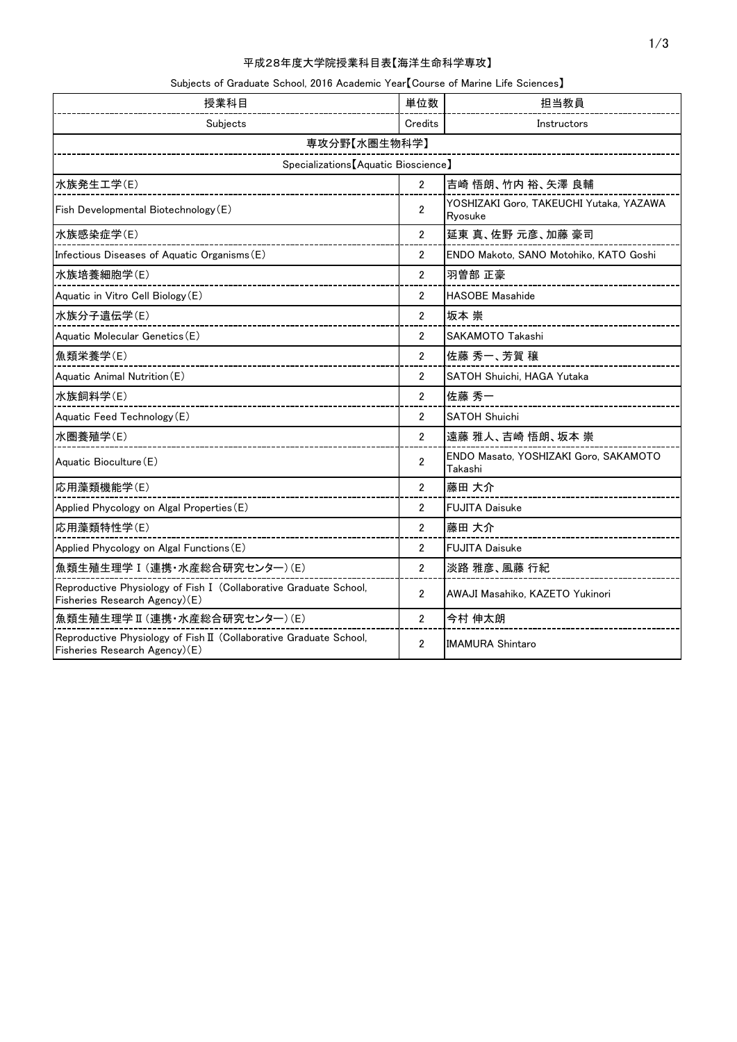平成28年度大学院授業科目表【海洋生命科学専攻】

Subjects of Graduate School, 2016 Academic Year【Course of Marine Life Sciences】

| 授業科目 | 単位数 | 担当教員 |
|---|---|---|
| Subjects | Credits | Instructors |
| 専攻分野【水圏生物科学】 | | |
| Specializations【Aquatic Bioscience】 | | |
| 水族発生工学(E) | 2 | 吉崎 悟朗、竹内 裕、矢澤 良輔 |
| Fish Developmental Biotechnology(E) | 2 | YOSHIZAKI Goro, TAKEUCHI Yutaka, YAZAWA Ryosuke |
| 水族感染症学(E) | 2 | 延東 真、佐野 元彦、加藤 豪司 |
| Infectious Diseases of Aquatic Organisms(E) | 2 | ENDO Makoto, SANO Motohiko, KATO Goshi |
| 水族培養細胞学(E) | 2 | 羽曽部 正豪 |
| Aquatic in Vitro Cell Biology(E) | 2 | HASOBE Masahide |
| 水族分子遺伝学(E) | 2 | 坂本 崇 |
| Aquatic Molecular Genetics(E) | 2 | SAKAMOTO Takashi |
| 魚類栄養学(E) | 2 | 佐藤 秀一、芳賀 穣 |
| Aquatic Animal Nutrition(E) | 2 | SATOH Shuichi, HAGA Yutaka |
| 水族飼料学(E) | 2 | 佐藤 秀一 |
| Aquatic Feed Technology(E) | 2 | SATOH Shuichi |
| 水圏養殖学(E) | 2 | 遠藤 雅人、吉崎 悟朗、坂本 崇 |
| Aquatic Bioculture(E) | 2 | ENDO Masato, YOSHIZAKI Goro, SAKAMOTO Takashi |
| 応用藻類機能学(E) | 2 | 藤田 大介 |
| Applied Phycology on Algal Properties(E) | 2 | FUJITA Daisuke |
| 応用藻類特性学(E) | 2 | 藤田 大介 |
| Applied Phycology on Algal Functions(E) | 2 | FUJITA Daisuke |
| 魚類生殖生理学Ⅰ(連携・水産総合研究センター)(E) | 2 | 淡路 雅彦、風藤 行紀 |
| Reproductive Physiology of Fish Ⅰ (Collaborative Graduate School, Fisheries Research Agency)(E) | 2 | AWAJI Masahiko, KAZETO Yukinori |
| 魚類生殖生理学Ⅱ(連携・水産総合研究センター)(E) | 2 | 今村 伸太朗 |
| Reproductive Physiology of Fish Ⅱ (Collaborative Graduate School, Fisheries Research Agency)(E) | 2 | IMAMURA Shintaro |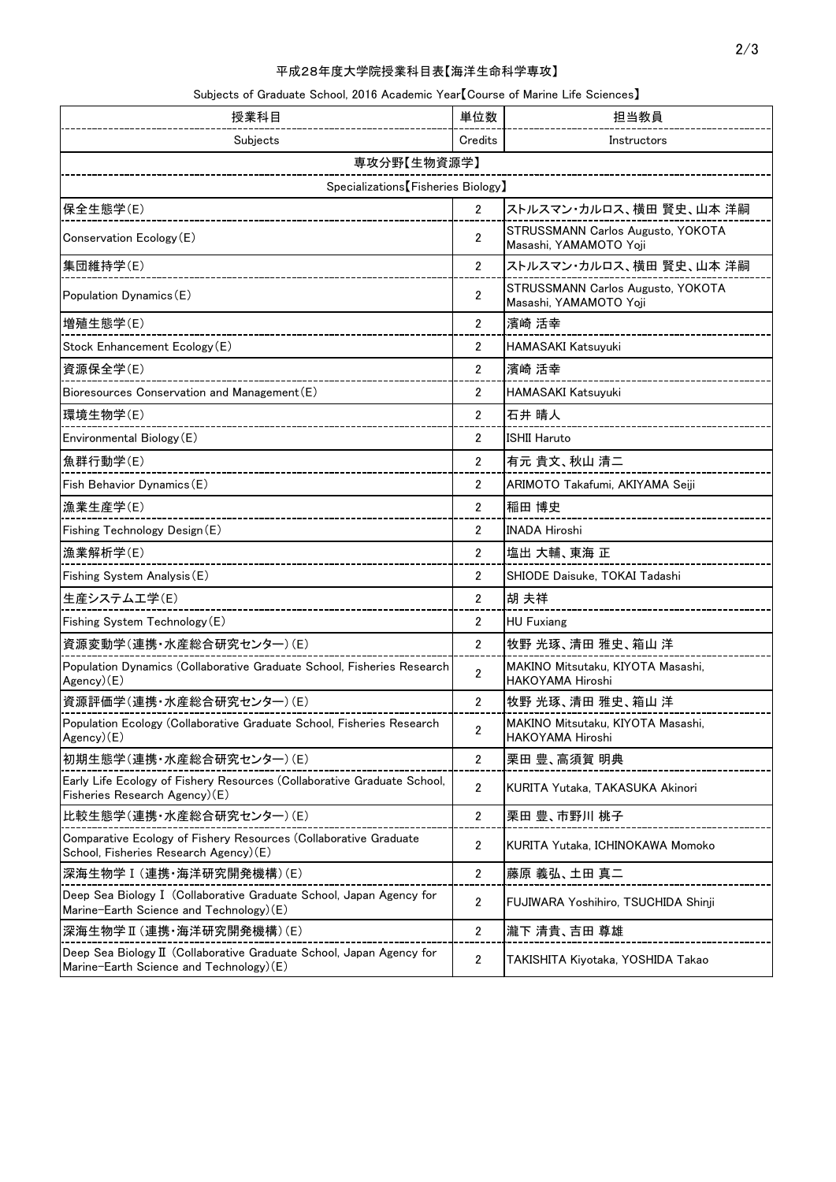平成28年度大学院授業科目表【海洋生命科学専攻】

Subjects of Graduate School, 2016 Academic Year【Course of Marine Life Sciences】

| 授業科目 | 単位数 | 担当教員 |
|---|---|---|
| Subjects | Credits | Instructors |
| 専攻分野【生物資源学】 | | |
| Specializations【Fisheries Biology】 | | |
| 保全生態学(E) | 2 | ストルスマン・カルロス、横田 賢史、山本 洋嗣 |
| Conservation Ecology(E) | 2 | STRUSSMANN Carlos Augusto, YOKOTA Masashi, YAMAMOTO Yoji |
| 集団維持学(E) | 2 | ストルスマン・カルロス、横田 賢史、山本 洋嗣 |
| Population Dynamics(E) | 2 | STRUSSMANN Carlos Augusto, YOKOTA Masashi, YAMAMOTO Yoji |
| 増殖生態学(E) | 2 | 濱崎 活幸 |
| Stock Enhancement Ecology(E) | 2 | HAMASAKI Katsuyuki |
| 資源保全学(E) | 2 | 濱崎 活幸 |
| Bioresources Conservation and Management(E) | 2 | HAMASAKI Katsuyuki |
| 環境生物学(E) | 2 | 石井 晴人 |
| Environmental Biology(E) | 2 | ISHII Haruto |
| 魚群行動学(E) | 2 | 有元 貴文、秋山 清二 |
| Fish Behavior Dynamics(E) | 2 | ARIMOTO Takafumi, AKIYAMA Seiji |
| 漁業生産学(E) | 2 | 稲田 博史 |
| Fishing Technology Design(E) | 2 | INADA Hiroshi |
| 漁業解析学(E) | 2 | 塩出 大輔、東海 正 |
| Fishing System Analysis(E) | 2 | SHIODE Daisuke, TOKAI Tadashi |
| 生産システム工学(E) | 2 | 胡 夫祥 |
| Fishing System Technology(E) | 2 | HU Fuxiang |
| 資源変動学(連携・水産総合研究センター)(E) | 2 | 牧野 光琢、清田 雅史、箱山 洋 |
| Population Dynamics (Collaborative Graduate School, Fisheries Research Agency)(E) | 2 | MAKINO Mitsutaku, KIYOTA Masashi, HAKOYAMA Hiroshi |
| 資源評価学(連携・水産総合研究センター)(E) | 2 | 牧野 光琢、清田 雅史、箱山 洋 |
| Population Ecology (Collaborative Graduate School, Fisheries Research Agency)(E) | 2 | MAKINO Mitsutaku, KIYOTA Masashi, HAKOYAMA Hiroshi |
| 初期生態学(連携・水産総合研究センター)(E) | 2 | 栗田 豊、高須賀 明典 |
| Early Life Ecology of Fishery Resources (Collaborative Graduate School, Fisheries Research Agency)(E) | 2 | KURITA Yutaka, TAKASUKA Akinori |
| 比較生態学(連携・水産総合研究センター)(E) | 2 | 栗田 豊、市野川 桃子 |
| Comparative Ecology of Fishery Resources (Collaborative Graduate School, Fisheries Research Agency)(E) | 2 | KURITA Yutaka, ICHINOKAWA Momoko |
| 深海生物学Ⅰ(連携・海洋研究開発機構)(E) | 2 | 藤原 義弘、土田 真二 |
| Deep Sea Biology Ⅰ (Collaborative Graduate School, Japan Agency for Marine-Earth Science and Technology)(E) | 2 | FUJIWARA Yoshihiro, TSUCHIDA Shinji |
| 深海生物学Ⅱ(連携・海洋研究開発機構)(E) | 2 | 瀧下 清貴、吉田 尊雄 |
| Deep Sea Biology Ⅱ (Collaborative Graduate School, Japan Agency for Marine-Earth Science and Technology)(E) | 2 | TAKISHITA Kiyotaka, YOSHIDA Takao |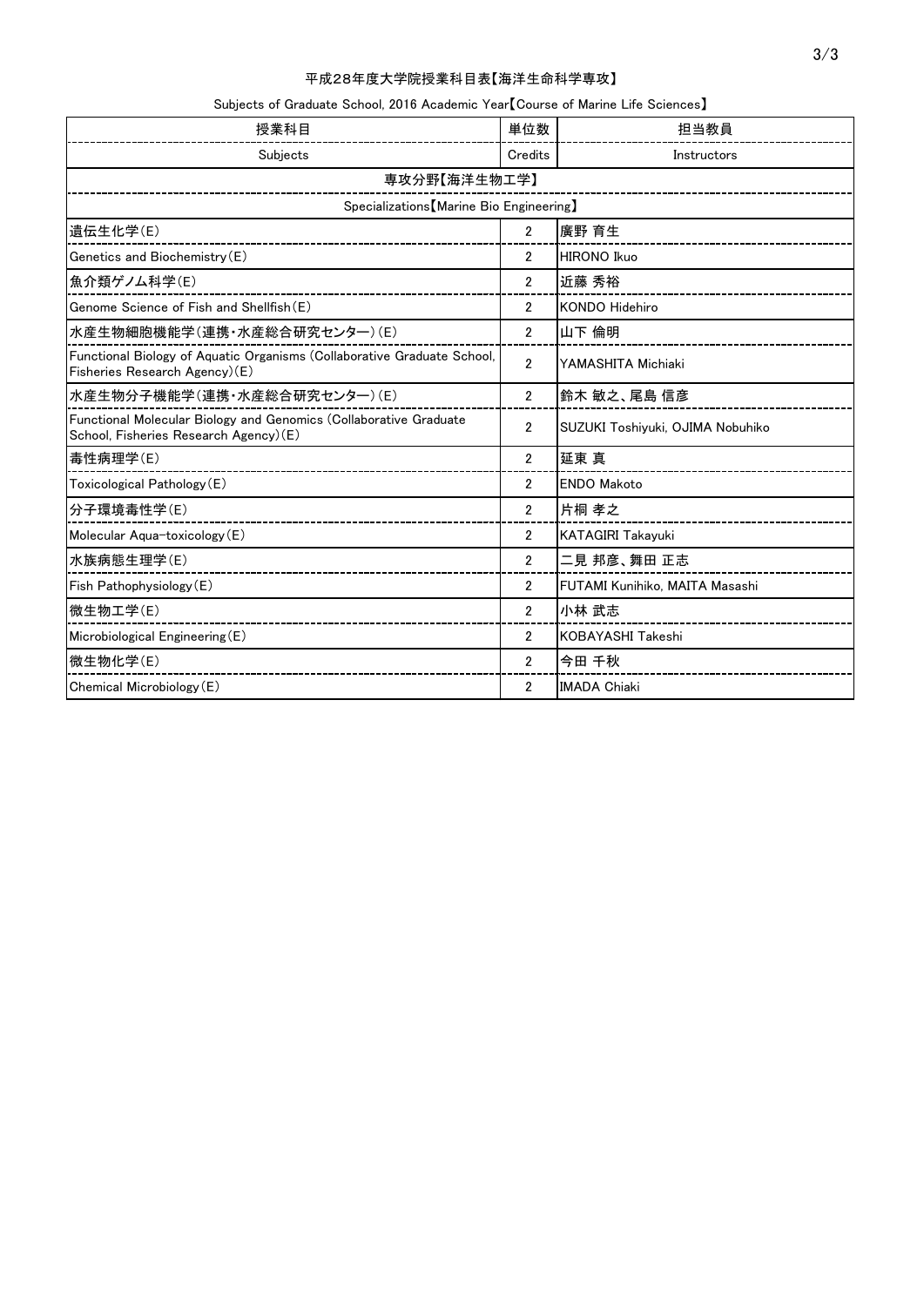平成28年度大学院授業科目表【海洋生命科学専攻】

Subjects of Graduate School, 2016 Academic Year【Course of Marine Life Sciences】

| 授業科目<br>Subjects | 単位数<br>Credits | 担当教員<br>Instructors |
|---|---|---|
| 専攻分野【海洋生物工学】<br>Specializations【Marine Bio Engineering】 | | |
| 遺伝生化学(E) | 2 | 廣野 育生 |
| Genetics and Biochemistry(E) | 2 | HIRONO Ikuo |
| 魚介類ゲノム科学(E) | 2 | 近藤 秀裕 |
| Genome Science of Fish and Shellfish(E) | 2 | KONDO Hidehiro |
| 水産生物細胞機能学(連携・水産総合研究センター)(E) | 2 | 山下 倫明 |
| Functional Biology of Aquatic Organisms (Collaborative Graduate School, Fisheries Research Agency)(E) | 2 | YAMASHITA Michiaki |
| 水産生物分子機能学(連携・水産総合研究センター)(E) | 2 | 鈴木 敏之、尾島 信彦 |
| Functional Molecular Biology and Genomics (Collaborative Graduate School, Fisheries Research Agency)(E) | 2 | SUZUKI Toshiyuki, OJIMA Nobuhiko |
| 毒性病理学(E) | 2 | 延東 真 |
| Toxicological Pathology(E) | 2 | ENDO Makoto |
| 分子環境毒性学(E) | 2 | 片桐 孝之 |
| Molecular Aqua-toxicology(E) | 2 | KATAGIRI Takayuki |
| 水族病態生理学(E) | 2 | 二見 邦彦、舞田 正志 |
| Fish Pathophysiology(E) | 2 | FUTAMI Kunihiko, MAITA Masashi |
| 微生物工学(E) | 2 | 小林 武志 |
| Microbiological Engineering(E) | 2 | KOBAYASHI Takeshi |
| 微生物化学(E) | 2 | 今田 千秋 |
| Chemical Microbiology(E) | 2 | IMADA Chiaki |